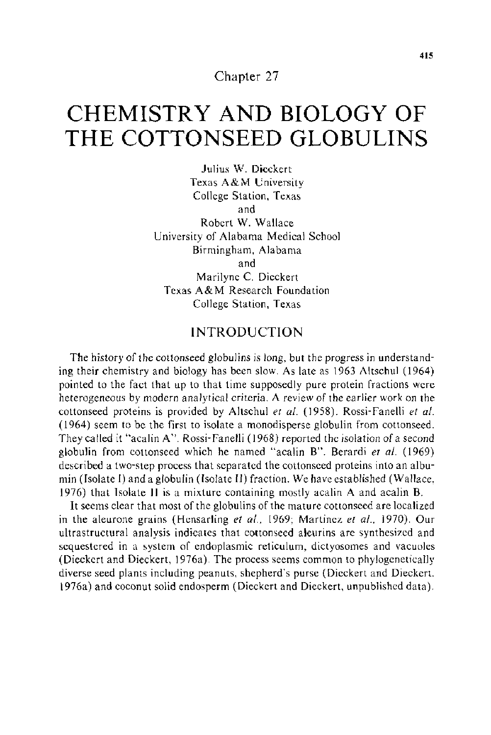Chapter 27

# CHEMISTRY AND BIOLOGY OF THE COTTONSEED GLOBULINS

Julius W. Dieckert
Texas A&M University
College Station, Texas
and
Robert W. Wallace
University of Alabama Medical School
Birmingham, Alabama
and
Marilyne C. Dieckert
Texas A&M Research Foundation
College Station, Texas

## INTRODUCTION

The history of the cottonseed globulins is long, but the progress in understanding their chemistry and biology has been slow. As late as 1963 Altschul (1964) pointed to the fact that up to that time supposedly pure protein fractions were heterogeneous by modern analytical criteria. A review of the earlier work on the cottonseed proteins is provided by Altschul *et al.* (1958). Rossi-Fanelli *et al.* (1964) seem to be the first to isolate a monodisperse globulin from cottonseed. They called it "acalin A". Rossi-Fanelli (1968) reported the isolation of a second globulin from cottonseed which he named "acalin B". Berardi *et al.* (1969) described a two-step process that separated the cottonseed proteins into an albumin (Isolate I) and a globulin (Isolate II) fraction. We have established (Wallace, 1976) that Isolate II is a mixture containing mostly acalin A and acalin B.

It seems clear that most of the globulins of the mature cottonseed are localized in the aleurone grains (Hensarling *et al.*, 1969; Martinez *et al.*, 1970). Our ultrastructural analysis indicates that cottonseed aleurins are synthesized and sequestered in a system of endoplasmic reticulum, dictyosomes and vacuoles (Dieckert and Dieckert, 1976a). The process seems common to phylogenetically diverse seed plants including peanuts, shepherd's purse (Dieckert and Dieckert, 1976a) and coconut solid endosperm (Dieckert and Dieckert, unpublished data).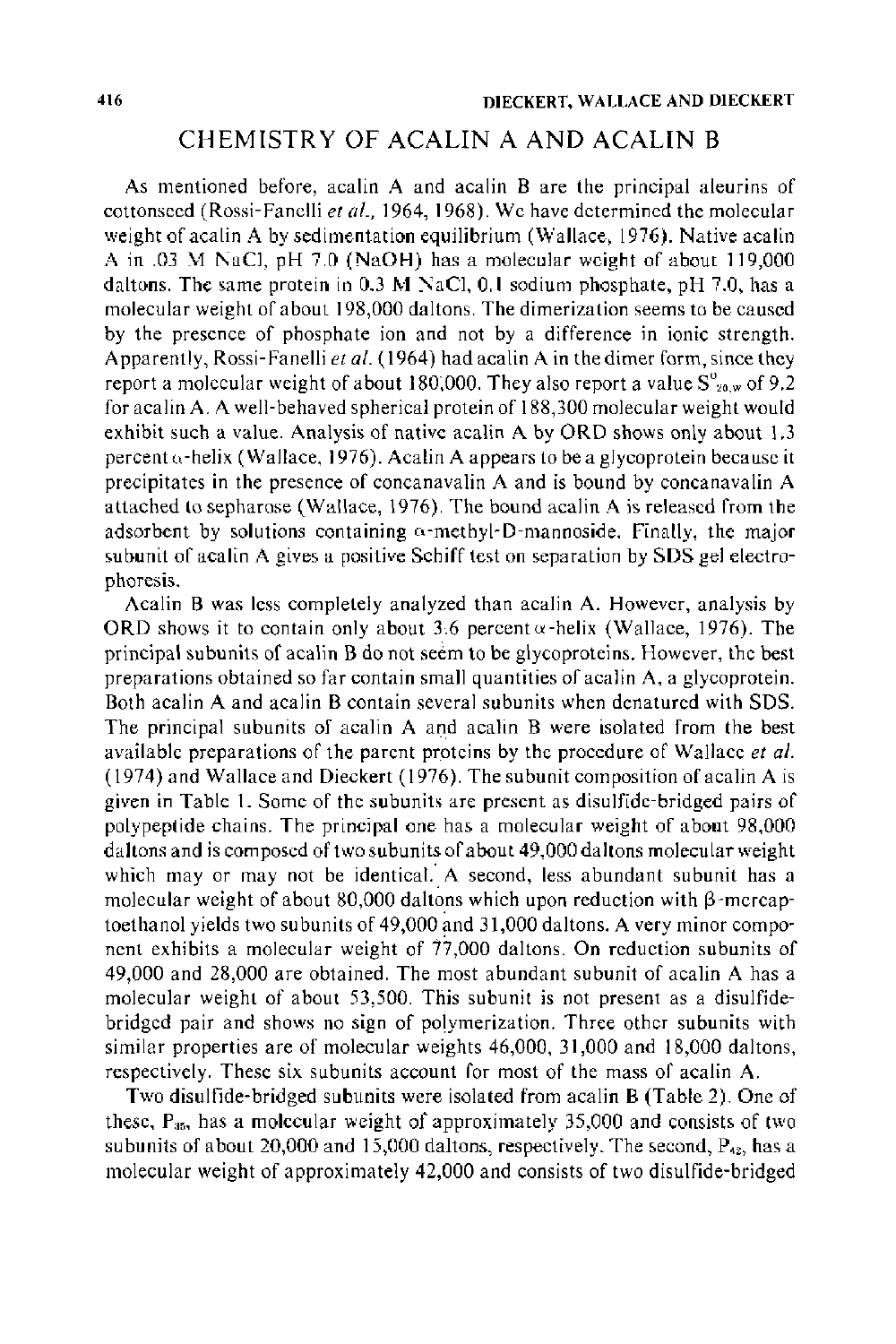## CHEMISTRY OF ACALIN A AND ACALIN B

As mentioned before, acalin A and acalin B are the principal aleurins of cottonseed (Rossi-Fanelli *et al.*, 1964, 1968). We have determined the molecular weight of acalin A by sedimentation equilibrium (Wallace, 1976). Native acalin A in .03 M NaCl, pH 7.0 (NaOH) has a molecular weight of about 119,000 daltons. The same protein in 0.3 M NaCl, 0.1 sodium phosphate, pH 7.0, has a molecular weight of about 198,000 daltons. The dimerization seems to be caused by the presence of phosphate ion and not by a difference in ionic strength. Apparently, Rossi-Fanelli *et al.* (1964) had acalin A in the dimer form, since they report a molecular weight of about 180,000. They also report a value $S^{0}_{20,w}$ of 9.2 for acalin A. A well-behaved spherical protein of 188,300 molecular weight would exhibit such a value. Analysis of native acalin A by ORD shows only about 1.3 percent α-helix (Wallace, 1976). Acalin A appears to be a glycoprotein because it precipitates in the presence of concanavalin A and is bound by concanavalin A attached to sepharose (Wallace, 1976). The bound acalin A is released from the adsorbent by solutions containing α-methyl-D-mannoside. Finally, the major subunit of acalin A gives a positive Schiff test on separation by SDS gel electrophoresis.

Acalin B was less completely analyzed than acalin A. However, analysis by ORD shows it to contain only about 3.6 percent α-helix (Wallace, 1976). The principal subunits of acalin B do not seem to be glycoproteins. However, the best preparations obtained so far contain small quantities of acalin A, a glycoprotein. Both acalin A and acalin B contain several subunits when denatured with SDS. The principal subunits of acalin A and acalin B were isolated from the best available preparations of the parent proteins by the procedure of Wallace *et al.* (1974) and Wallace and Dieckert (1976). The subunit composition of acalin A is given in Table 1. Some of the subunits are present as disulfide-bridged pairs of polypeptide chains. The principal one has a molecular weight of about 98,000 daltons and is composed of two subunits of about 49,000 daltons molecular weight which may or may not be identical. A second, less abundant subunit has a molecular weight of about 80,000 daltons which upon reduction with β-mercaptoethanol yields two subunits of 49,000 and 31,000 daltons. A very minor component exhibits a molecular weight of 77,000 daltons. On reduction subunits of 49,000 and 28,000 are obtained. The most abundant subunit of acalin A has a molecular weight of about 53,500. This subunit is not present as a disulfide-bridged pair and shows no sign of polymerization. Three other subunits with similar properties are of molecular weights 46,000, 31,000 and 18,000 daltons, respectively. These six subunits account for most of the mass of acalin A.

Two disulfide-bridged subunits were isolated from acalin B (Table 2). One of these, $P_{35}$, has a molecular weight of approximately 35,000 and consists of two subunits of about 20,000 and 15,000 daltons, respectively. The second, $P_{42}$, has a molecular weight of approximately 42,000 and consists of two disulfide-bridged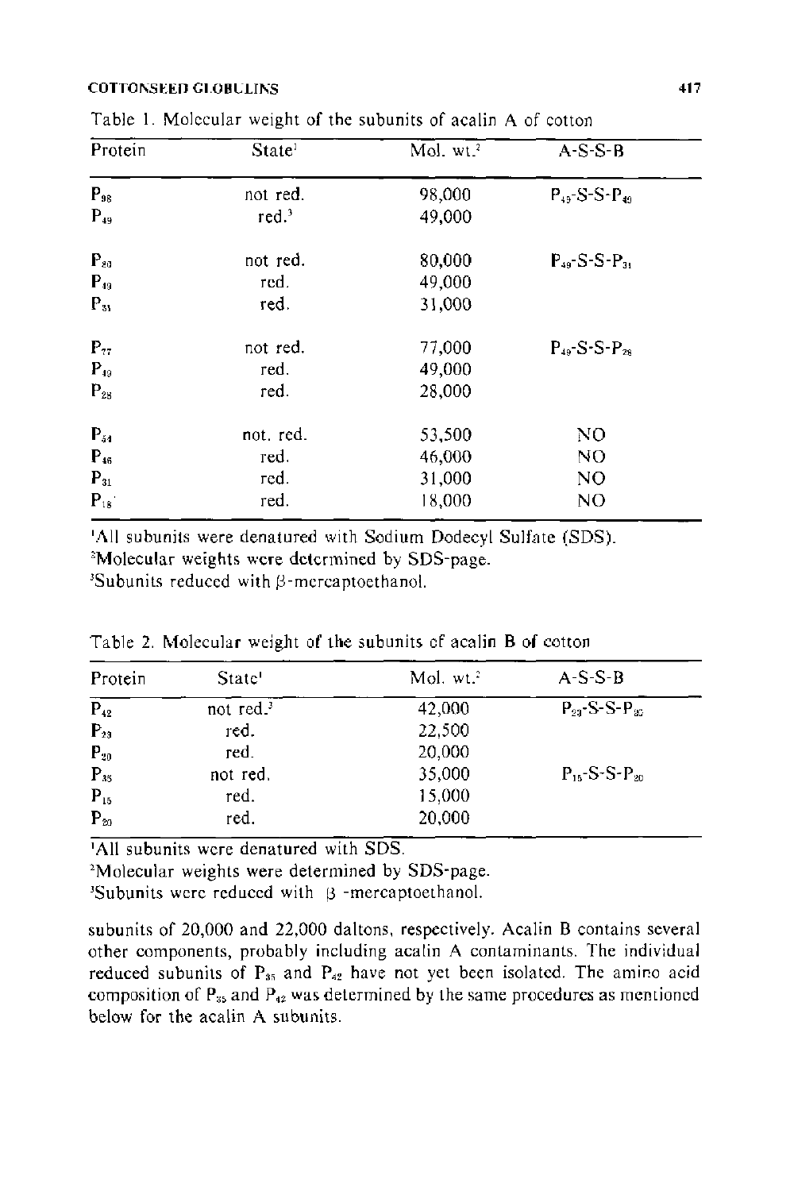Table 1. Molecular weight of the subunits of acalin A of cotton

| Protein | State[1] | Mol. wt.[2] | A-S-S-B |
|---|---|---|---|
| $P_{98}$ | not red. | 98,000 | $P_{49}$-S-S-$P_{49}$ |
| $P_{49}$ | red.[3] | 49,000 | |
| $P_{80}$ | not red. | 80,000 | $P_{49}$-S-S-$P_{31}$ |
| $P_{49}$ | red. | 49,000 | |
| $P_{31}$ | red. | 31,000 | |
| $P_{77}$ | not red. | 77,000 | $P_{49}$-S-S-$P_{28}$ |
| $P_{49}$ | red. | 49,000 | |
| $P_{28}$ | red. | 28,000 | |
| $P_{54}$ | not. red. | 53,500 | NO |
| $P_{46}$ | red. | 46,000 | NO |
| $P_{31}$ | red. | 31,000 | NO |
| $P_{18}$ | red. | 18,000 | NO |

[1]All subunits were denatured with Sodium Dodecyl Sulfate (SDS).
[2]Molecular weights were determined by SDS-page.
[3]Subunits reduced with β-mercaptoethanol.

Table 2. Molecular weight of the subunits of acalin B of cotton

| Protein | State[1] | Mol. wt.[2] | A-S-S-B |
|---|---|---|---|
| $P_{42}$ | not red.[3] | 42,000 | $P_{23}$-S-S-$P_{20}$ |
| $P_{23}$ | red. | 22,500 | |
| $P_{20}$ | red. | 20,000 | |
| $P_{35}$ | not red. | 35,000 | $P_{15}$-S-S-$P_{20}$ |
| $P_{15}$ | red. | 15,000 | |
| $P_{20}$ | red. | 20,000 | |

[1]All subunits were denatured with SDS.
[2]Molecular weights were determined by SDS-page.
[3]Subunits were reduced with β -mercaptoethanol.

subunits of 20,000 and 22,000 daltons, respectively. Acalin B contains several other components, probably including acalin A contaminants. The individual reduced subunits of $P_{35}$ and $P_{42}$ have not yet been isolated. The amino acid composition of $P_{35}$ and $P_{42}$ was determined by the same procedures as mentioned below for the acalin A subunits.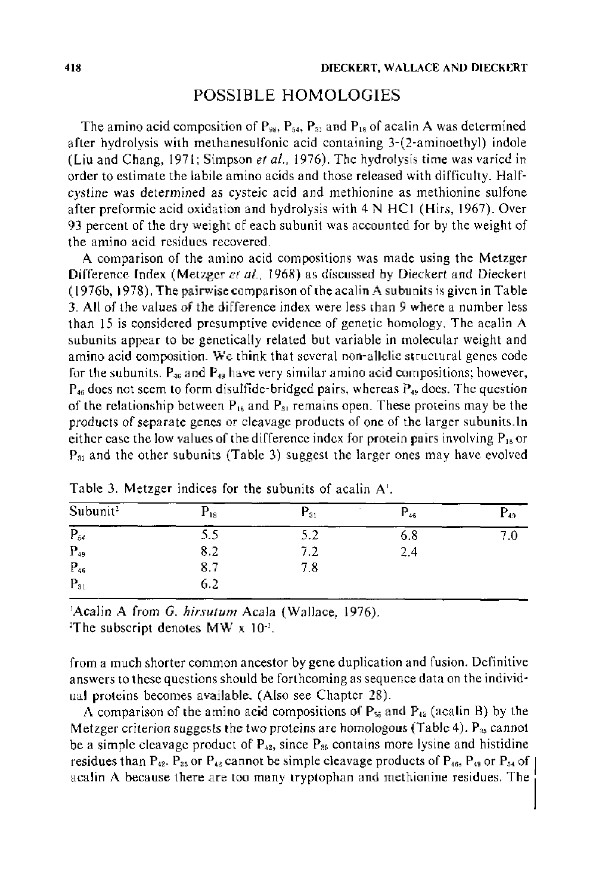## POSSIBLE HOMOLOGIES

The amino acid composition of $P_{98}$, $P_{54}$, $P_{31}$ and $P_{18}$ of acalin A was determined after hydrolysis with methanesulfonic acid containing 3-(2-aminoethyl) indole (Liu and Chang, 1971; Simpson *et al.*, 1976). The hydrolysis time was varied in order to estimate the labile amino acids and those released with difficulty. Half-cystine was determined as cysteic acid and methionine as methionine sulfone after preformic acid oxidation and hydrolysis with 4 N HCl (Hirs, 1967). Over 93 percent of the dry weight of each subunit was accounted for by the weight of the amino acid residues recovered.

A comparison of the amino acid compositions was made using the Metzger Difference Index (Metzger *et al.*, 1968) as discussed by Dieckert and Dieckert (1976b, 1978). The pairwise comparison of the acalin A subunits is given in Table 3. All of the values of the difference index were less than 9 where a number less than 15 is considered presumptive evidence of genetic homology. The acalin A subunits appear to be genetically related but variable in molecular weight and amino acid composition. We think that several non-allelic structural genes code for the subunits. $P_{46}$ and $P_{49}$ have very similar amino acid compositions; however, $P_{46}$ does not seem to form disulfide-bridged pairs, whereas $P_{49}$ does. The question of the relationship between $P_{18}$ and $P_{31}$ remains open. These proteins may be the products of separate genes or cleavage products of one of the larger subunits. In either case the low values of the difference index for protein pairs involving $P_{18}$ or $P_{31}$ and the other subunits (Table 3) suggest the larger ones may have evolved from a much shorter common ancestor by gene duplication and fusion. Definitive answers to these questions should be forthcoming as sequence data on the individual proteins becomes available. (Also see Chapter 28).

Table 3. Metzger indices for the subunits of acalin A[1].

| Subunit[2] | $P_{18}$ | $P_{31}$ | $P_{46}$ | $P_{49}$ |
|---|---|---|---|---|
| $P_{54}$ | 5.5 | 5.2 | 6.8 | 7.0 |
| $P_{49}$ | 8.2 | 7.2 | 2.4 | |
| $P_{46}$ | 8.7 | 7.8 | | |
| $P_{31}$ | 6.2 | | | |

[1]Acalin A from *G. hirsutum* Acala (Wallace, 1976).
[2]The subscript denotes MW x $10^{-3}$.

A comparison of the amino acid compositions of $P_{35}$ and $P_{42}$ (acalin B) by the Metzger criterion suggests the two proteins are homologous (Table 4). $P_{35}$ cannot be a simple cleavage product of $P_{42}$, since $P_{35}$ contains more lysine and histidine residues than $P_{42}$. $P_{35}$ or $P_{42}$ cannot be simple cleavage products of $P_{46}$, $P_{49}$ or $P_{54}$ of acalin A because there are too many tryptophan and methionine residues. The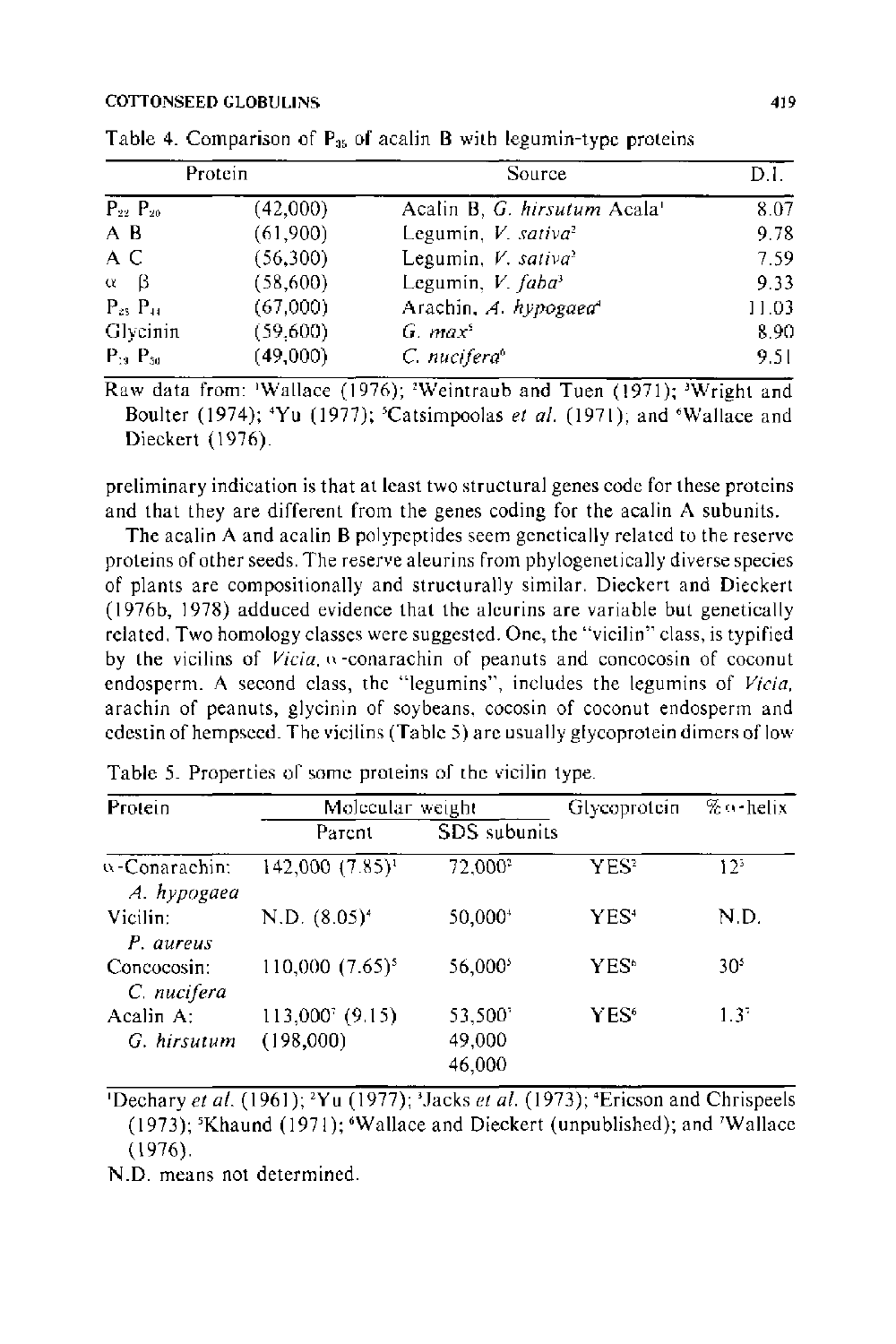Table 4. Comparison of $P_{35}$ of acalin B with legumin-type proteins

| Protein | | Source | D.I. |
|---|---|---|---|
| $P_{22}$ $P_{20}$ | (42,000) | Acalin B, *G. hirsutum* Acala[1] | 8.07 |
| A B | (61,900) | Legumin, *V. sativa*[2] | 9.78 |
| A C | (56,300) | Legumin, *V. sativa*[2] | 7.59 |
| α β | (58,600) | Legumin, *V. faba*[3] | 9.33 |
| $P_{25}$ $P_{41}$ | (67,000) | Arachin, *A. hypogaea*[4] | 11.03 |
| Glycinin | (59,600) | *G. max*[5] | 8.90 |
| $P_{19}$ $P_{30}$ | (49,000) | *C. nucifera*[6] | 9.51 |

Raw data from: [1]Wallace (1976); [2]Weintraub and Tuen (1971); [3]Wright and Boulter (1974); [4]Yu (1977); [5]Catsimpoolas *et al.* (1971); and [6]Wallace and Dieckert (1976).

preliminary indication is that at least two structural genes code for these proteins and that they are different from the genes coding for the acalin A subunits.

The acalin A and acalin B polypeptides seem genetically related to the reserve proteins of other seeds. The reserve aleurins from phylogenetically diverse species of plants are compositionally and structurally similar. Dieckert and Dieckert (1976b, 1978) adduced evidence that the aleurins are variable but genetically related. Two homology classes were suggested. One, the "vicilin" class, is typified by the vicilins of *Vicia*, α-conarachin of peanuts and concocosin of coconut endosperm. A second class, the "legumins", includes the legumins of *Vicia*, arachin of peanuts, glycinin of soybeans, cocosin of coconut endosperm and edestin of hempseed. The vicilins (Table 5) are usually glycoprotein dimers of low

Table 5. Properties of some proteins of the vicilin type.

| Protein | Molecular weight | | Glycoprotein | %α-helix |
|---|---|---|---|---|
| | Parent | SDS subunits | | |
| α-Conarachin: *A. hypogaea* | 142,000 (7.85)[1] | 72,000[2] | YES[2] | 12[3] |
| Vicilin: *P. aureus* | N.D. (8.05)[4] | 50,000[4] | YES[4] | N.D. |
| Concocosin: *C. nucifera* | 110,000 (7.65)[5] | 56,000[5] | YES[6] | 30[5] |
| Acalin A: *G. hirsutum* | 113,000[7] (9.15) (198,000) | 53,500[7] 49,000 46,000 | YES[6] | 1.3[7] |

[1]Dechary *et al.* (1961); [2]Yu (1977); [3]Jacks *et al.* (1973); [4]Ericson and Chrispeels (1973); [5]Khaund (1971); [6]Wallace and Dieckert (unpublished); and [7]Wallace (1976).

N.D. means not determined.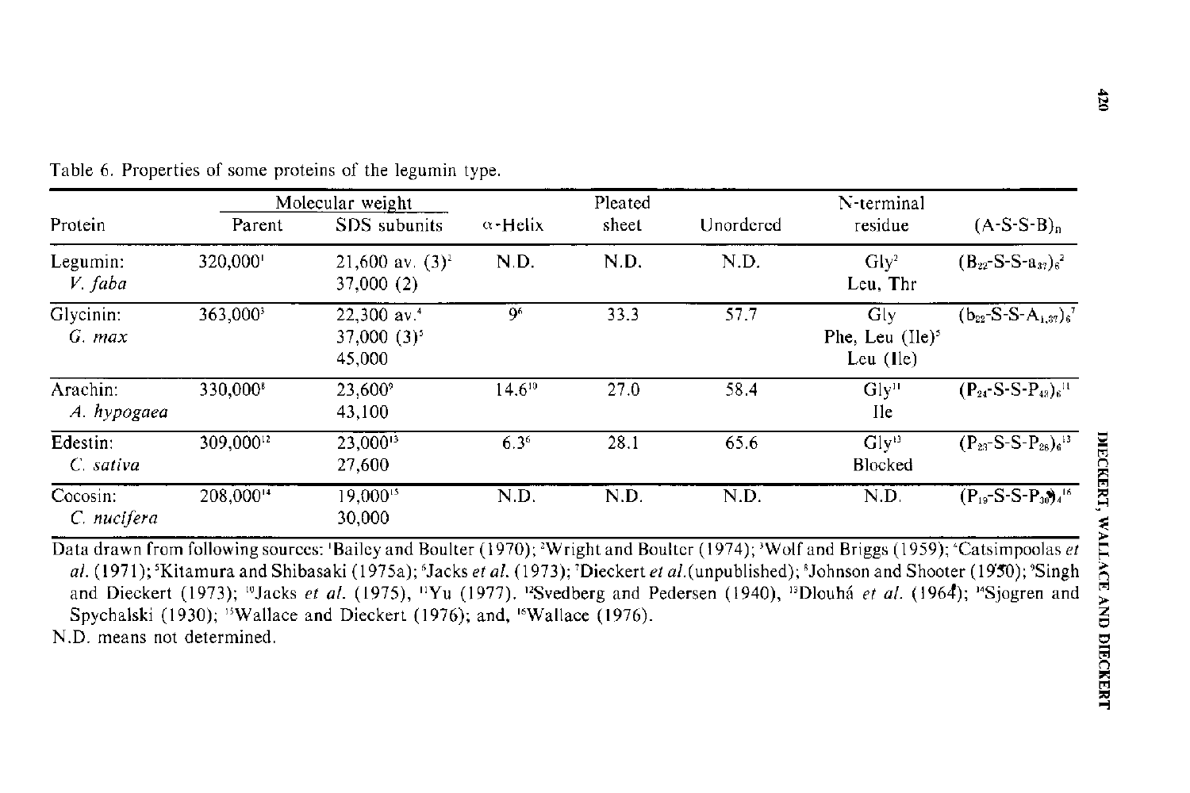Table 6. Properties of some proteins of the legumin type.

| Protein | Molecular weight | | α-Helix | Pleated sheet | Unordered | N-terminal residue | $(A\text{-}S\text{-}S\text{-}B)_n$ |
|---|---|---|---|---|---|---|---|
| | Parent | SDS subunits | | | | | |
| Legumin: *V. faba* | 320,000[1] | 21,600 av. (3)[2] 37,000 (2) | N.D. | N.D. | N.D. | Gly[2] Leu, Thr | $(B_{22}\text{-}S\text{-}S\text{-}a_{37})_6$[2] |
| Glycinin: *G. max* | 363,000[3] | 22,300 av.[4] 37,000 (3)[5] 45,000 | 9[6] | 33.3 | 57.7 | Gly Phe, Leu (Ile)[5] Leu (Ile) | $(b_{22}\text{-}S\text{-}S\text{-}A_{1,37})_6$[7] |
| Arachin: *A. hypogaea* | 330,000[8] | 23,600[9] 43,100 | 14.6[10] | 27.0 | 58.4 | Gly[11] Ile | $(P_{24}\text{-}S\text{-}S\text{-}P_{43})_6$[11] |
| Edestin: *C. sativa* | 309,000[12] | 23,000[13] 27,600 | 6.3[6] | 28.1 | 65.6 | Gly[13] Blocked | $(P_{23}\text{-}S\text{-}S\text{-}P_{28})_6$[13] |
| Cocosin: *C. nucifera* | 208,000[14] | 19,000[15] 30,000 | N.D. | N.D. | N.D. | N.D. | $(P_{19}\text{-}S\text{-}S\text{-}P_{30})_4$[16] |

Data drawn from following sources: [1]Bailey and Boulter (1970); [2]Wright and Boulter (1974); [3]Wolf and Briggs (1959); [4]Catsimpoolas *et al.* (1971); [5]Kitamura and Shibasaki (1975a); [6]Jacks *et al.* (1973); [7]Dieckert *et al.*(unpublished); [8]Johnson and Shooter (1950); [9]Singh and Dieckert (1973); [10]Jacks *et al.* (1975), [11]Yu (1977). [12]Svedberg and Pedersen (1940), [13]Dlouhá *et al.* (1964); [14]Sjogren and Spychalski (1930); [15]Wallace and Dieckert (1976); and, [16]Wallace (1976).

N.D. means not determined.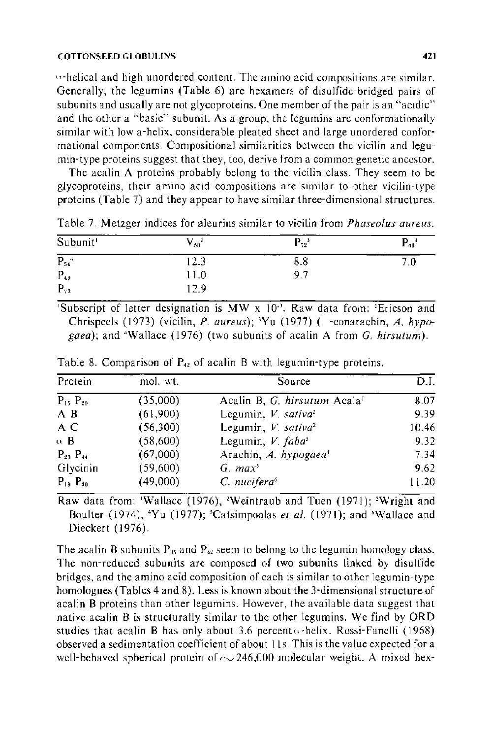α-helical and high unordered content. The amino acid compositions are similar. Generally, the legumins (Table 6) are hexamers of disulfide-bridged pairs of subunits and usually are not glycoproteins. One member of the pair is an "acidic" and the other a "basic" subunit. As a group, the legumins are conformationally similar with low a-helix, considerable pleated sheet and large unordered conformational components. Compositional similarities between the vicilin and legumin-type proteins suggest that they, too, derive from a common genetic ancestor.

The acalin A proteins probably belong to the vicilin class. They seem to be glycoproteins, their amino acid compositions are similar to other vicilin-type proteins (Table 7) and they appear to have similar three-dimensional structures.

Table 7. Metzger indices for aleurins similar to vicilin from *Phaseolus aureus*.

| Subunit[1] | $V_{50}$[2] | $P_{72}$[3] | $P_{49}$[4] |
|---|---|---|---|
| $P_{54}$[4] | 12.3 | 8.8 | 7.0 |
| $P_{49}$ | 11.0 | 9.7 | |
| $P_{72}$ | 12.9 | | |

[1]Subscript of letter designation is MW x $10^{-3}$. Raw data from: [2]Ericson and Chrispeels (1973) (vicilin, *P. aureus*); [3]Yu (1977) ( -conarachin, *A. hypogaea*); and [4]Wallace (1976) (two subunits of acalin A from *G. hirsutum*).

Table 8. Comparison of $P_{42}$ of acalin B with legumin-type proteins.

| Protein | mol. wt. | Source | D.I. |
|---|---|---|---|
| $P_{15}$ $P_{20}$ | (35,000) | Acalin B, *G. hirsutum* Acala[1] | 8.07 |
| A B | (61,900) | Legumin, *V. sativa*[2] | 9.39 |
| A C | (56,300) | Legumin, *V. sativa*[2] | 10.46 |
| α B | (58,600) | Legumin, *V. faba*[3] | 9.32 |
| $P_{23}$ $P_{44}$ | (67,000) | Arachin, *A. hypogaea*[4] | 7.34 |
| Glycinin | (59,600) | *G. max*[5] | 9.62 |
| $P_{19}$ $P_{30}$ | (49,000) | *C. nucifera*[6] | 11.20 |

Raw data from: [1]Wallace (1976), [2]Weintraub and Tuen (1971); [3]Wright and Boulter (1974), [4]Yu (1977); [5]Catsimpoolas *et al.* (1971); and [6]Wallace and Dieckert (1976).

The acalin B subunits $P_{35}$ and $P_{42}$ seem to belong to the legumin homology class. The non-reduced subunits are composed of two subunits linked by disulfide bridges, and the amino acid composition of each is similar to other legumin-type homologues (Tables 4 and 8). Less is known about the 3-dimensional structure of acalin B proteins than other legumins. However, the available data suggest that native acalin B is structurally similar to the other legumins. We find by ORD studies that acalin B has only about 3.6 percent α-helix. Rossi-Fanelli (1968) observed a sedimentation coefficient of about 11s. This is the value expected for a well-behaved spherical protein of ~246,000 molecular weight. A mixed hex-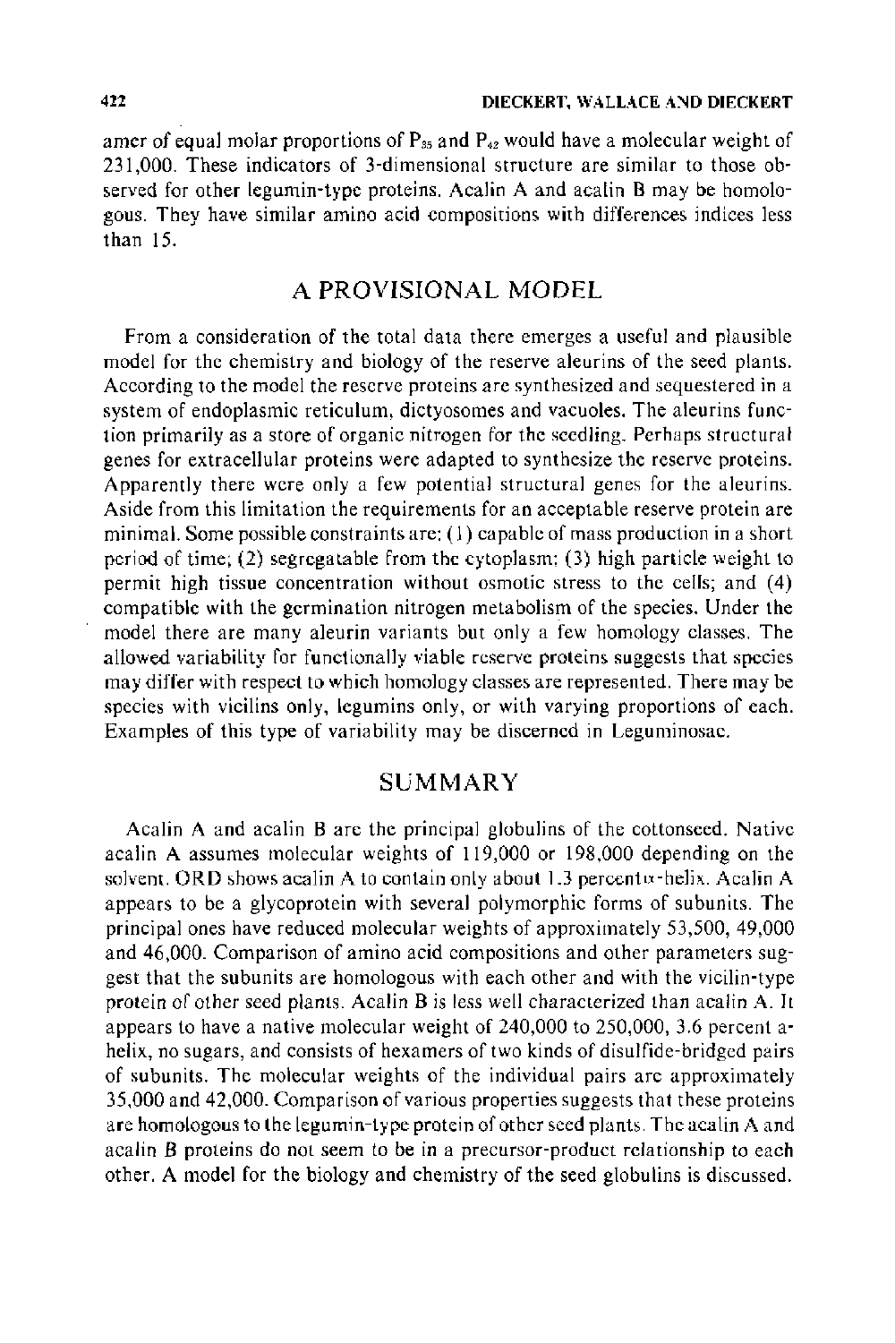amer of equal molar proportions of $P_{35}$ and $P_{42}$ would have a molecular weight of 231,000. These indicators of 3-dimensional structure are similar to those observed for other legumin-type proteins. Acalin A and acalin B may be homologous. They have similar amino acid compositions with differences indices less than 15.

## A PROVISIONAL MODEL

From a consideration of the total data there emerges a useful and plausible model for the chemistry and biology of the reserve aleurins of the seed plants. According to the model the reserve proteins are synthesized and sequestered in a system of endoplasmic reticulum, dictyosomes and vacuoles. The aleurins function primarily as a store of organic nitrogen for the seedling. Perhaps structural genes for extracellular proteins were adapted to synthesize the reserve proteins. Apparently there were only a few potential structural genes for the aleurins. Aside from this limitation the requirements for an acceptable reserve protein are minimal. Some possible constraints are: (1) capable of mass production in a short period of time; (2) segregatable from the cytoplasm; (3) high particle weight to permit high tissue concentration without osmotic stress to the cells; and (4) compatible with the germination nitrogen metabolism of the species. Under the model there are many aleurin variants but only a few homology classes. The allowed variability for functionally viable reserve proteins suggests that species may differ with respect to which homology classes are represented. There may be species with vicilins only, legumins only, or with varying proportions of each. Examples of this type of variability may be discerned in Leguminosae.

## SUMMARY

Acalin A and acalin B are the principal globulins of the cottonseed. Native acalin A assumes molecular weights of 119,000 or 198,000 depending on the solvent. ORD shows acalin A to contain only about 1.3 percent $\alpha$-helix. Acalin A appears to be a glycoprotein with several polymorphic forms of subunits. The principal ones have reduced molecular weights of approximately 53,500, 49,000 and 46,000. Comparison of amino acid compositions and other parameters suggest that the subunits are homologous with each other and with the vicilin-type protein of other seed plants. Acalin B is less well characterized than acalin A. It appears to have a native molecular weight of 240,000 to 250,000, 3.6 percent a-helix, no sugars, and consists of hexamers of two kinds of disulfide-bridged pairs of subunits. The molecular weights of the individual pairs are approximately 35,000 and 42,000. Comparison of various properties suggests that these proteins are homologous to the legumin-type protein of other seed plants. The acalin A and acalin B proteins do not seem to be in a precursor-product relationship to each other. A model for the biology and chemistry of the seed globulins is discussed.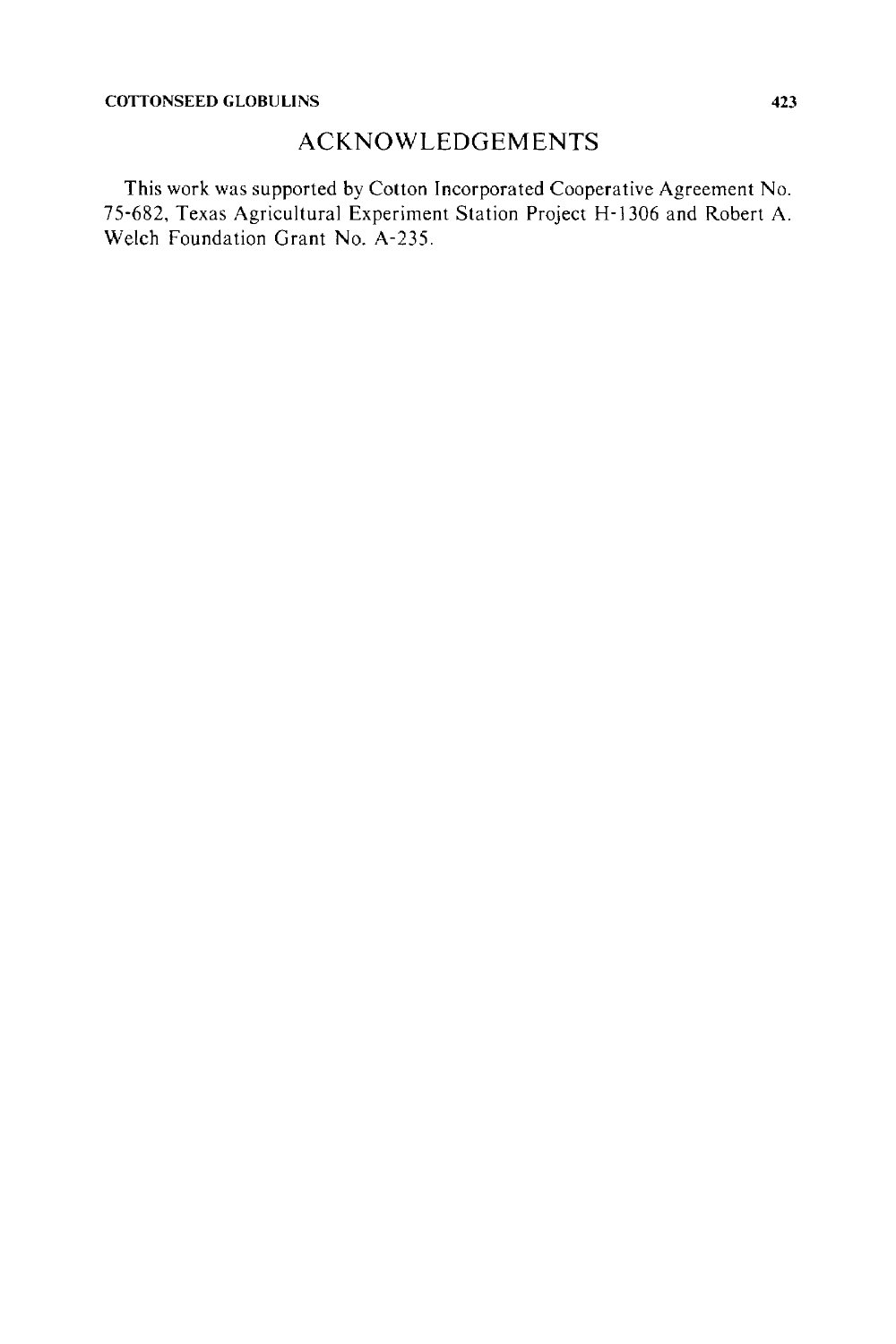## ACKNOWLEDGEMENTS

This work was supported by Cotton Incorporated Cooperative Agreement No. 75-682, Texas Agricultural Experiment Station Project H-1306 and Robert A. Welch Foundation Grant No. A-235.